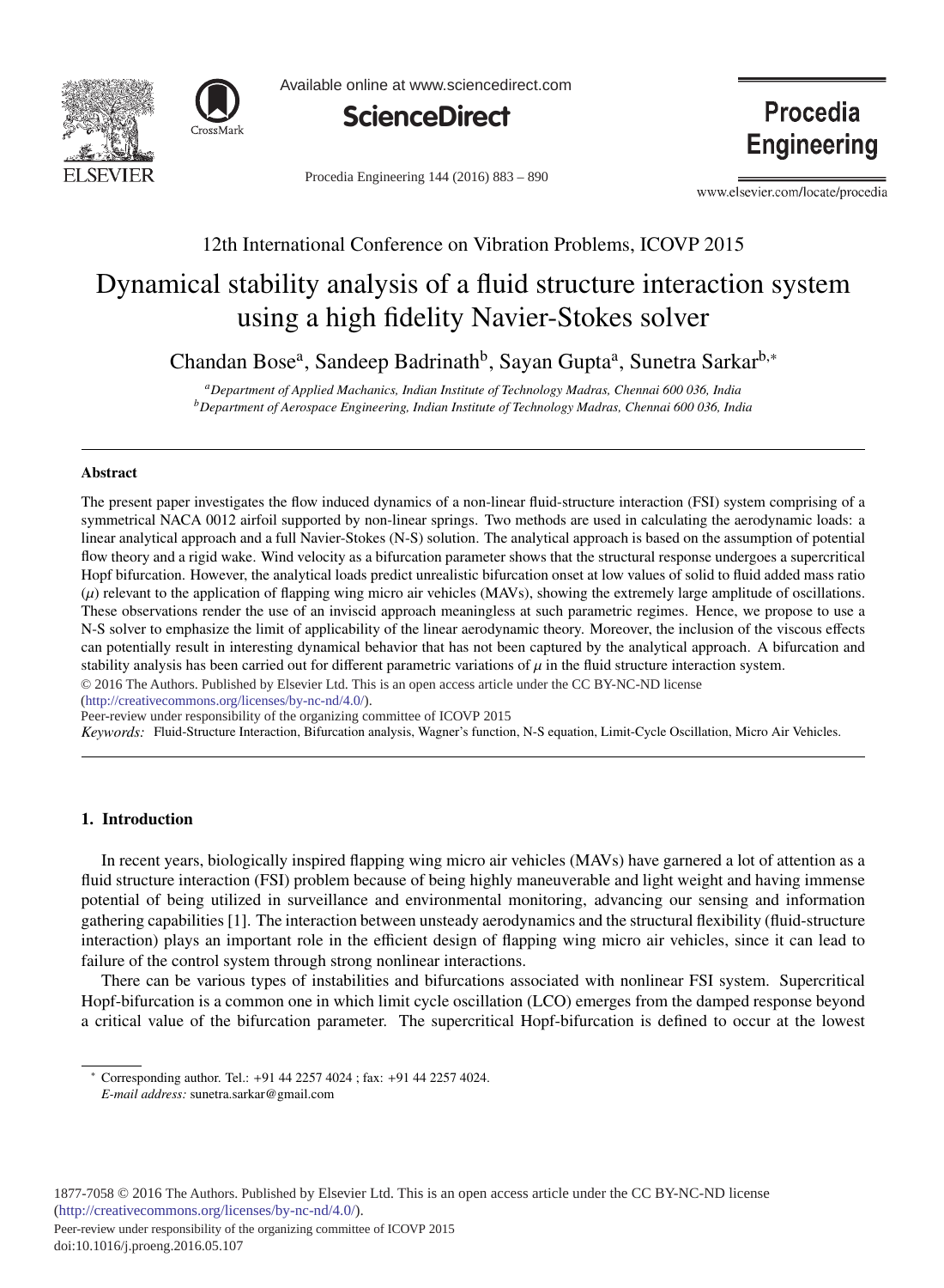12th International Conference on Vibration Problems, ICOVP 2015

# Dynamical stability analysis of a fluid structure interaction system using a high fidelity Navier-Stokes solver

Chandan Bose[a], Sandeep Badrinath[b], Sayan Gupta[a], Sunetra Sarkar[b,*]

[a]*Department of Applied Mechanics, Indian Institute of Technology Madras, Chennai 600 036, India*
[b]*Department of Aerospace Engineering, Indian Institute of Technology Madras, Chennai 600 036, India*

---

### Abstract

The present paper investigates the flow induced dynamics of a non-linear fluid-structure interaction (FSI) system comprising of a symmetrical NACA 0012 airfoil supported by non-linear springs. Two methods are used in calculating the aerodynamic loads: a linear analytical approach and a full Navier-Stokes (N-S) solution. The analytical approach is based on the assumption of potential flow theory and a rigid wake. Wind velocity as a bifurcation parameter shows that the structural response undergoes a supercritical Hopf bifurcation. However, the analytical loads predict unrealistic bifurcation onset at low values of solid to fluid added mass ratio ($\mu$) relevant to the application of flapping wing micro air vehicles (MAVs), showing the extremely large amplitude of oscillations. These observations render the use of an inviscid approach meaningless at such parametric regimes. Hence, we propose to use a N-S solver to emphasize the limit of applicability of the linear aerodynamic theory. Moreover, the inclusion of the viscous effects can potentially result in interesting dynamical behavior that has not been captured by the analytical approach. A bifurcation and stability analysis has been carried out for different parametric variations of $\mu$ in the fluid structure interaction system.

© 2016 The Authors. Published by Elsevier Ltd. This is an open access article under the CC BY-NC-ND license (http://creativecommons.org/licenses/by-nc-nd/4.0/).

Peer-review under responsibility of the organizing committee of ICOVP 2015

*Keywords:* Fluid-Structure Interaction, Bifurcation analysis, Wagner's function, N-S equation, Limit-Cycle Oscillation, Micro Air Vehicles.

---

## 1. Introduction

In recent years, biologically inspired flapping wing micro air vehicles (MAVs) have garnered a lot of attention as a fluid structure interaction (FSI) problem because of being highly maneuverable and light weight and having immense potential of being utilized in surveillance and environmental monitoring, advancing our sensing and information gathering capabilities [1]. The interaction between unsteady aerodynamics and the structural flexibility (fluid-structure interaction) plays an important role in the efficient design of flapping wing micro air vehicles, since it can lead to failure of the control system through strong nonlinear interactions.

There can be various types of instabilities and bifurcations associated with nonlinear FSI system. Supercritical Hopf-bifurcation is a common one in which limit cycle oscillation (LCO) emerges from the damped response beyond a critical value of the bifurcation parameter. The supercritical Hopf-bifurcation is defined to occur at the lowest

---

* Corresponding author. Tel.: +91 44 2257 4024 ; fax: +91 44 2257 4024.
*E-mail address:* sunetra.sarkar@gmail.com

1877-7058 © 2016 The Authors. Published by Elsevier Ltd. This is an open access article under the CC BY-NC-ND license (http://creativecommons.org/licenses/by-nc-nd/4.0/).
Peer-review under responsibility of the organizing committee of ICOVP 2015
doi:10.1016/j.proeng.2016.05.107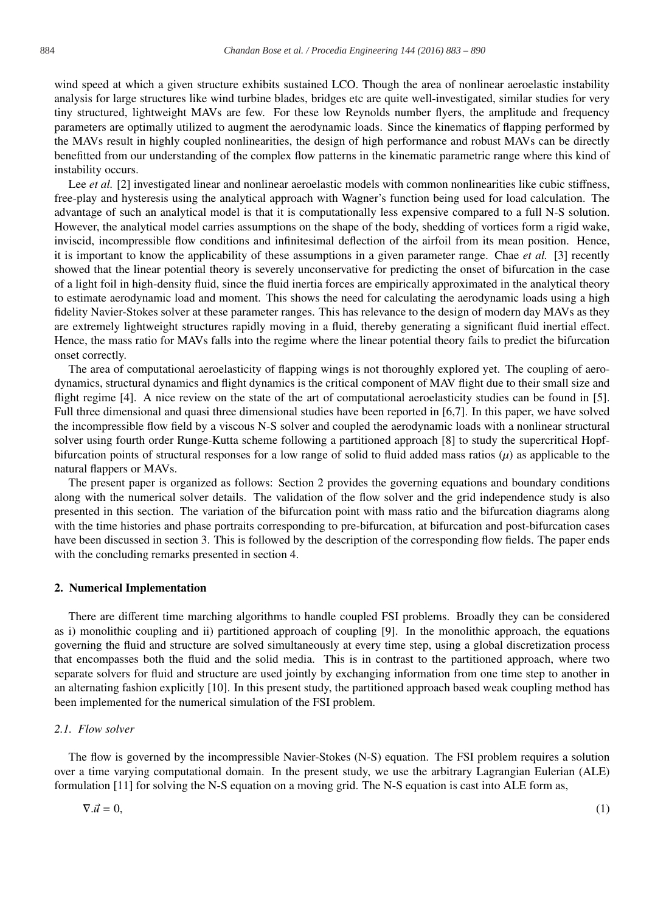wind speed at which a given structure exhibits sustained LCO. Though the area of nonlinear aeroelastic instability analysis for large structures like wind turbine blades, bridges etc are quite well-investigated, similar studies for very tiny structured, lightweight MAVs are few. For these low Reynolds number flyers, the amplitude and frequency parameters are optimally utilized to augment the aerodynamic loads. Since the kinematics of flapping performed by the MAVs result in highly coupled nonlinearities, the design of high performance and robust MAVs can be directly benefitted from our understanding of the complex flow patterns in the kinematic parametric range where this kind of instability occurs.

Lee *et al.* [2] investigated linear and nonlinear aeroelastic models with common nonlinearities like cubic stiffness, free-play and hysteresis using the analytical approach with Wagner's function being used for load calculation. The advantage of such an analytical model is that it is computationally less expensive compared to a full N-S solution. However, the analytical model carries assumptions on the shape of the body, shedding of vortices form a rigid wake, inviscid, incompressible flow conditions and infinitesimal deflection of the airfoil from its mean position. Hence, it is important to know the applicability of these assumptions in a given parameter range. Chae *et al.* [3] recently showed that the linear potential theory is severely unconservative for predicting the onset of bifurcation in the case of a light foil in high-density fluid, since the fluid inertia forces are empirically approximated in the analytical theory to estimate aerodynamic load and moment. This shows the need for calculating the aerodynamic loads using a high fidelity Navier-Stokes solver at these parameter ranges. This has relevance to the design of modern day MAVs as they are extremely lightweight structures rapidly moving in a fluid, thereby generating a significant fluid inertial effect. Hence, the mass ratio for MAVs falls into the regime where the linear potential theory fails to predict the bifurcation onset correctly.

The area of computational aeroelasticity of flapping wings is not thoroughly explored yet. The coupling of aerodynamics, structural dynamics and flight dynamics is the critical component of MAV flight due to their small size and flight regime [4]. A nice review on the state of the art of computational aeroelasticity studies can be found in [5]. Full three dimensional and quasi three dimensional studies have been reported in [6,7]. In this paper, we have solved the incompressible flow field by a viscous N-S solver and coupled the aerodynamic loads with a nonlinear structural solver using fourth order Runge-Kutta scheme following a partitioned approach [8] to study the supercritical Hopf-bifurcation points of structural responses for a low range of solid to fluid added mass ratios ($\mu$) as applicable to the natural flappers or MAVs.

The present paper is organized as follows: Section 2 provides the governing equations and boundary conditions along with the numerical solver details. The validation of the flow solver and the grid independence study is also presented in this section. The variation of the bifurcation point with mass ratio and the bifurcation diagrams along with the time histories and phase portraits corresponding to pre-bifurcation, at bifurcation and post-bifurcation cases have been discussed in section 3. This is followed by the description of the corresponding flow fields. The paper ends with the concluding remarks presented in section 4.

## 2. Numerical Implementation

There are different time marching algorithms to handle coupled FSI problems. Broadly they can be considered as i) monolithic coupling and ii) partitioned approach of coupling [9]. In the monolithic approach, the equations governing the fluid and structure are solved simultaneously at every time step, using a global discretization process that encompasses both the fluid and the solid media. This is in contrast to the partitioned approach, where two separate solvers for fluid and structure are used jointly by exchanging information from one time step to another in an alternating fashion explicitly [10]. In this present study, the partitioned approach based weak coupling method has been implemented for the numerical simulation of the FSI problem.

### *2.1. Flow solver*

The flow is governed by the incompressible Navier-Stokes (N-S) equation. The FSI problem requires a solution over a time varying computational domain. In the present study, we use the arbitrary Lagrangian Eulerian (ALE) formulation [11] for solving the N-S equation on a moving grid. The N-S equation is cast into ALE form as,

$$\nabla.\vec{u} = 0, \tag{1}$$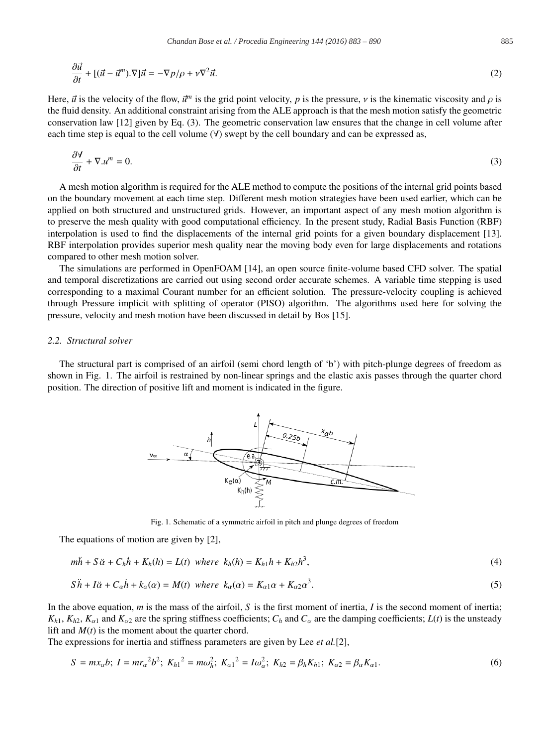$$\frac{\partial \vec{u}}{\partial t} + [(\vec{u} - \vec{u}^m).\nabla]\vec{u} = -\nabla p/\rho + \nu \nabla^2 \vec{u}. \tag{2}$$

Here, $\vec{u}$ is the velocity of the flow, $\vec{u}^m$ is the grid point velocity, $p$ is the pressure, $\nu$ is the kinematic viscosity and $\rho$ is the fluid density. An additional constraint arising from the ALE approach is that the mesh motion satisfy the geometric conservation law [12] given by Eq. (3). The geometric conservation law ensures that the change in cell volume after each time step is equal to the cell volume ($\forall$) swept by the cell boundary and can be expressed as,

$$\frac{\partial \forall}{\partial t} + \nabla.u^m = 0. \tag{3}$$

A mesh motion algorithm is required for the ALE method to compute the positions of the internal grid points based on the boundary movement at each time step. Different mesh motion strategies have been used earlier, which can be applied on both structured and unstructured grids. However, an important aspect of any mesh motion algorithm is to preserve the mesh quality with good computational efficiency. In the present study, Radial Basis Function (RBF) interpolation is used to find the displacements of the internal grid points for a given boundary displacement [13]. RBF interpolation provides superior mesh quality near the moving body even for large displacements and rotations compared to other mesh motion solver.

The simulations are performed in OpenFOAM [14], an open source finite-volume based CFD solver. The spatial and temporal discretizations are carried out using second order accurate schemes. A variable time stepping is used corresponding to a maximal Courant number for an efficient solution. The pressure-velocity coupling is achieved through Pressure implicit with splitting of operator (PISO) algorithm. The algorithms used here for solving the pressure, velocity and mesh motion have been discussed in detail by Bos [15].

### 2.2. Structural solver

The structural part is comprised of an airfoil (semi chord length of 'b') with pitch-plunge degrees of freedom as shown in Fig. 1. The airfoil is restrained by non-linear springs and the elastic axis passes through the quarter chord position. The direction of positive lift and moment is indicated in the figure.

Fig. 1. Schematic of a symmetric airfoil in pitch and plunge degrees of freedom

The equations of motion are given by [2],

$$m\ddot{h} + S\ddot{\alpha} + C_h\dot{h} + K_h(h) = L(t) \;\; where \;\; k_h(h) = K_{h1}h + K_{h2}h^3, \tag{4}$$

$$S\ddot{h} + I\ddot{\alpha} + C_\alpha\dot{h} + k_\alpha(\alpha) = M(t) \;\; where \;\; k_\alpha(\alpha) = K_{\alpha 1}\alpha + K_{\alpha 2}\alpha^3. \tag{5}$$

In the above equation, $m$ is the mass of the airfoil, $S$ is the first moment of inertia, $I$ is the second moment of inertia; $K_{h1}$, $K_{h2}$, $K_{\alpha 1}$ and $K_{\alpha 2}$ are the spring stiffness coefficients; $C_h$ and $C_\alpha$ are the damping coefficients; $L(t)$ is the unsteady lift and $M(t)$ is the moment about the quarter chord.
The expressions for inertia and stiffness parameters are given by Lee *et al.*[2],

$$S = mx_\alpha b; \; I = mr_\alpha{}^2b^2; \; K_{h1}{}^2 = m\omega_h^2; \; K_{\alpha 1}{}^2 = I\omega_\alpha^2; \; K_{h2} = \beta_h K_{h1}; \; K_{\alpha 2} = \beta_\alpha K_{\alpha 1}. \tag{6}$$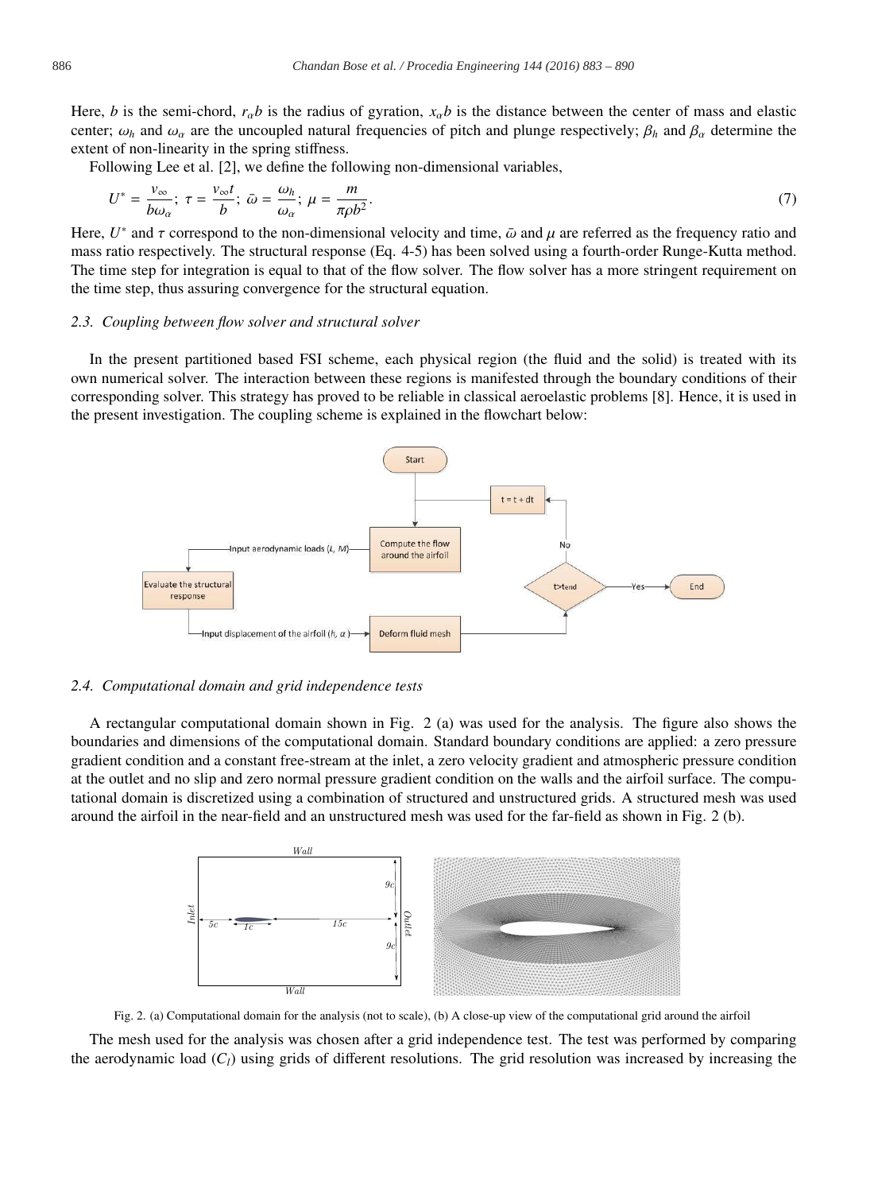Here, $b$ is the semi-chord, $r_\alpha b$ is the radius of gyration, $x_\alpha b$ is the distance between the center of mass and elastic center; $\omega_h$ and $\omega_\alpha$ are the uncoupled natural frequencies of pitch and plunge respectively; $\beta_h$ and $\beta_\alpha$ determine the extent of non-linearity in the spring stiffness.

Following Lee et al. [2], we define the following non-dimensional variables,

$$U^* = \frac{v_\infty}{b\omega_\alpha};\ \tau = \frac{v_\infty t}{b};\ \bar{\omega} = \frac{\omega_h}{\omega_\alpha};\ \mu = \frac{m}{\pi\rho b^2}. \tag{7}$$

Here, $U^*$ and $\tau$ correspond to the non-dimensional velocity and time, $\bar{\omega}$ and $\mu$ are referred as the frequency ratio and mass ratio respectively. The structural response (Eq. 4-5) has been solved using a fourth-order Runge-Kutta method. The time step for integration is equal to that of the flow solver. The flow solver has a more stringent requirement on the time step, thus assuring convergence for the structural equation.

### 2.3. Coupling between flow solver and structural solver

In the present partitioned based FSI scheme, each physical region (the fluid and the solid) is treated with its own numerical solver. The interaction between these regions is manifested through the boundary conditions of their corresponding solver. This strategy has proved to be reliable in classical aeroelastic problems [8]. Hence, it is used in the present investigation. The coupling scheme is explained in the flowchart below:

### 2.4. Computational domain and grid independence tests

A rectangular computational domain shown in Fig. 2 (a) was used for the analysis. The figure also shows the boundaries and dimensions of the computational domain. Standard boundary conditions are applied: a zero pressure gradient condition and a constant free-stream at the inlet, a zero velocity gradient and atmospheric pressure condition at the outlet and no slip and zero normal pressure gradient condition on the walls and the airfoil surface. The computational domain is discretized using a combination of structured and unstructured grids. A structured mesh was used around the airfoil in the near-field and an unstructured mesh was used for the far-field as shown in Fig. 2 (b).

Fig. 2. (a) Computational domain for the analysis (not to scale), (b) A close-up view of the computational grid around the airfoil

The mesh used for the analysis was chosen after a grid independence test. The test was performed by comparing the aerodynamic load ($C_l$) using grids of different resolutions. The grid resolution was increased by increasing the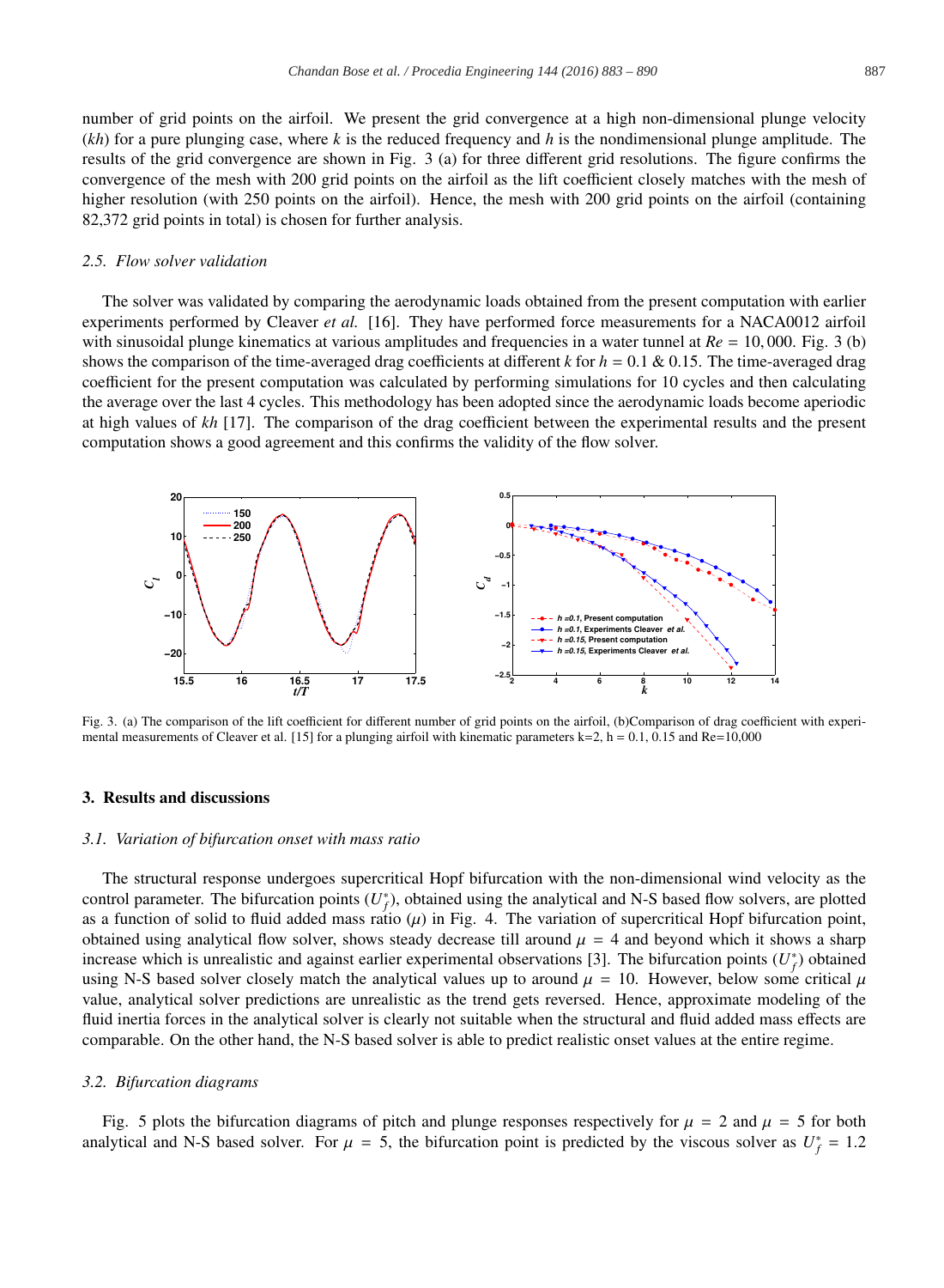number of grid points on the airfoil. We present the grid convergence at a high non-dimensional plunge velocity ($kh$) for a pure plunging case, where $k$ is the reduced frequency and $h$ is the nondimensional plunge amplitude. The results of the grid convergence are shown in Fig. 3 (a) for three different grid resolutions. The figure confirms the convergence of the mesh with 200 grid points on the airfoil as the lift coefficient closely matches with the mesh of higher resolution (with 250 points on the airfoil). Hence, the mesh with 200 grid points on the airfoil (containing 82,372 grid points in total) is chosen for further analysis.

### 2.5. Flow solver validation

The solver was validated by comparing the aerodynamic loads obtained from the present computation with earlier experiments performed by Cleaver *et al.* [16]. They have performed force measurements for a NACA0012 airfoil with sinusoidal plunge kinematics at various amplitudes and frequencies in a water tunnel at $Re = 10,000$. Fig. 3 (b) shows the comparison of the time-averaged drag coefficients at different $k$ for $h = 0.1$ & $0.15$. The time-averaged drag coefficient for the present computation was calculated by performing simulations for 10 cycles and then calculating the average over the last 4 cycles. This methodology has been adopted since the aerodynamic loads become aperiodic at high values of $kh$ [17]. The comparison of the drag coefficient between the experimental results and the present computation shows a good agreement and this confirms the validity of the flow solver.

Fig. 3. (a) The comparison of the lift coefficient for different number of grid points on the airfoil, (b)Comparison of drag coefficient with experimental measurements of Cleaver et al. [15] for a plunging airfoil with kinematic parameters k=2, h = 0.1, 0.15 and Re=10,000

## 3. Results and discussions

### 3.1. Variation of bifurcation onset with mass ratio

The structural response undergoes supercritical Hopf bifurcation with the non-dimensional wind velocity as the control parameter. The bifurcation points ($U_f^*$), obtained using the analytical and N-S based flow solvers, are plotted as a function of solid to fluid added mass ratio ($\mu$) in Fig. 4. The variation of supercritical Hopf bifurcation point, obtained using analytical flow solver, shows steady decrease till around $\mu = 4$ and beyond which it shows a sharp increase which is unrealistic and against earlier experimental observations [3]. The bifurcation points ($U_f^*$) obtained using N-S based solver closely match the analytical values up to around $\mu = 10$. However, below some critical $\mu$ value, analytical solver predictions are unrealistic as the trend gets reversed. Hence, approximate modeling of the fluid inertia forces in the analytical solver is clearly not suitable when the structural and fluid added mass effects are comparable. On the other hand, the N-S based solver is able to predict realistic onset values at the entire regime.

### 3.2. Bifurcation diagrams

Fig. 5 plots the bifurcation diagrams of pitch and plunge responses respectively for $\mu = 2$ and $\mu = 5$ for both analytical and N-S based solver. For $\mu = 5$, the bifurcation point is predicted by the viscous solver as $U_f^* = 1.2$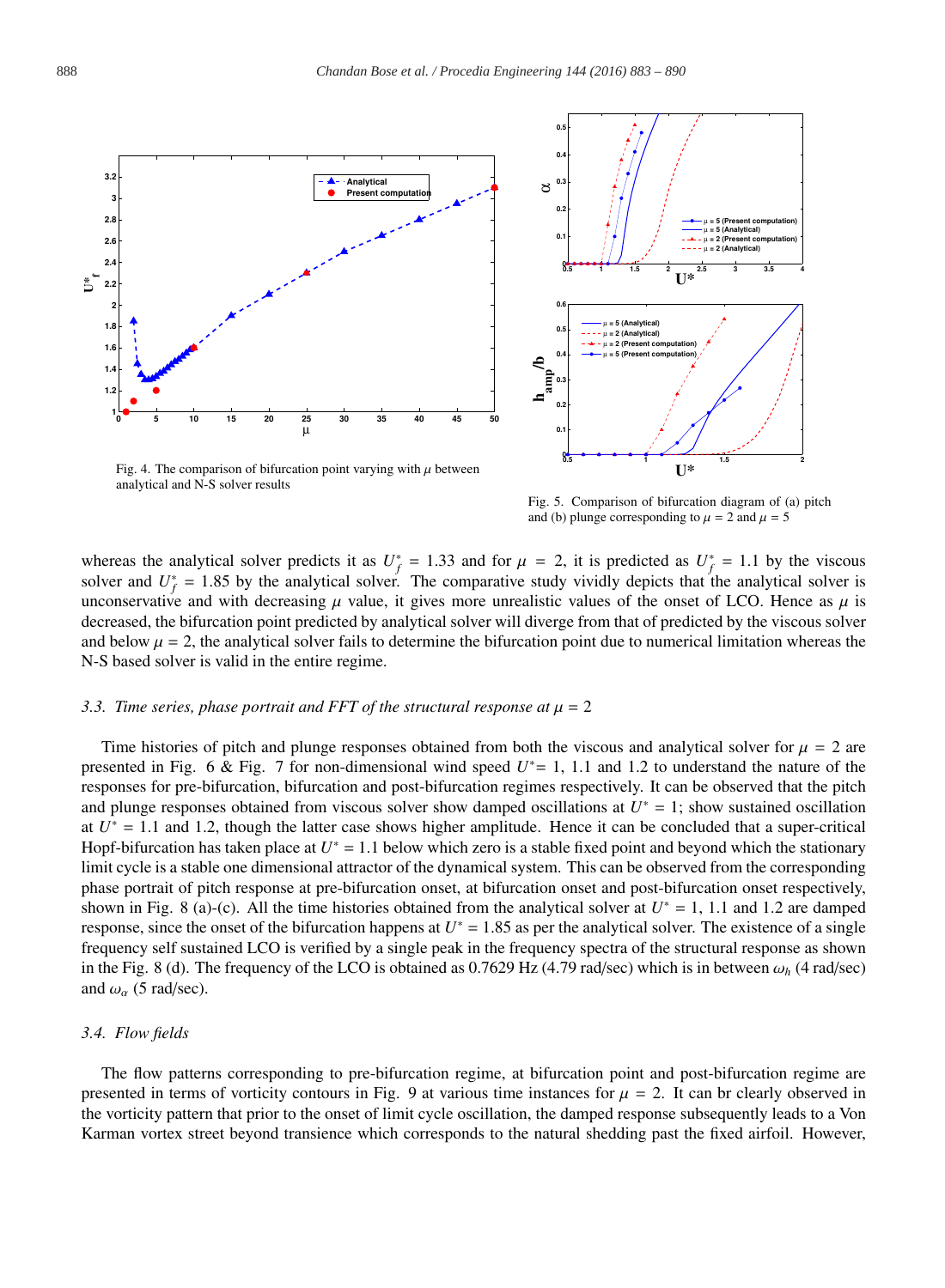Fig. 4. The comparison of bifurcation point varying with $\mu$ between analytical and N-S solver results

Fig. 5. Comparison of bifurcation diagram of (a) pitch and (b) plunge corresponding to $\mu = 2$ and $\mu = 5$

whereas the analytical solver predicts it as $U_f^* = 1.33$ and for $\mu = 2$, it is predicted as $U_f^* = 1.1$ by the viscous solver and $U_f^* = 1.85$ by the analytical solver. The comparative study vividly depicts that the analytical solver is unconservative and with decreasing $\mu$ value, it gives more unrealistic values of the onset of LCO. Hence as $\mu$ is decreased, the bifurcation point predicted by analytical solver will diverge from that of predicted by the viscous solver and below $\mu = 2$, the analytical solver fails to determine the bifurcation point due to numerical limitation whereas the N-S based solver is valid in the entire regime.

### *3.3. Time series, phase portrait and FFT of the structural response at $\mu = 2$*

Time histories of pitch and plunge responses obtained from both the viscous and analytical solver for $\mu = 2$ are presented in Fig. 6 & Fig. 7 for non-dimensional wind speed $U^*$= 1, 1.1 and 1.2 to understand the nature of the responses for pre-bifurcation, bifurcation and post-bifurcation regimes respectively. It can be observed that the pitch and plunge responses obtained from viscous solver show damped oscillations at $U^* = 1$; show sustained oscillation at $U^* = 1.1$ and 1.2, though the latter case shows higher amplitude. Hence it can be concluded that a super-critical Hopf-bifurcation has taken place at $U^* = 1.1$ below which zero is a stable fixed point and beyond which the stationary limit cycle is a stable one dimensional attractor of the dynamical system. This can be observed from the corresponding phase portrait of pitch response at pre-bifurcation onset, at bifurcation onset and post-bifurcation onset respectively, shown in Fig. 8 (a)-(c). All the time histories obtained from the analytical solver at $U^* = 1$, 1.1 and 1.2 are damped response, since the onset of the bifurcation happens at $U^* = 1.85$ as per the analytical solver. The existence of a single frequency self sustained LCO is verified by a single peak in the frequency spectra of the structural response as shown in the Fig. 8 (d). The frequency of the LCO is obtained as 0.7629 Hz (4.79 rad/sec) which is in between $\omega_h$ (4 rad/sec) and $\omega_\alpha$ (5 rad/sec).

### *3.4. Flow fields*

The flow patterns corresponding to pre-bifurcation regime, at bifurcation point and post-bifurcation regime are presented in terms of vorticity contours in Fig. 9 at various time instances for $\mu = 2$. It can br clearly observed in the vorticity pattern that prior to the onset of limit cycle oscillation, the damped response subsequently leads to a Von Karman vortex street beyond transience which corresponds to the natural shedding past the fixed airfoil. However,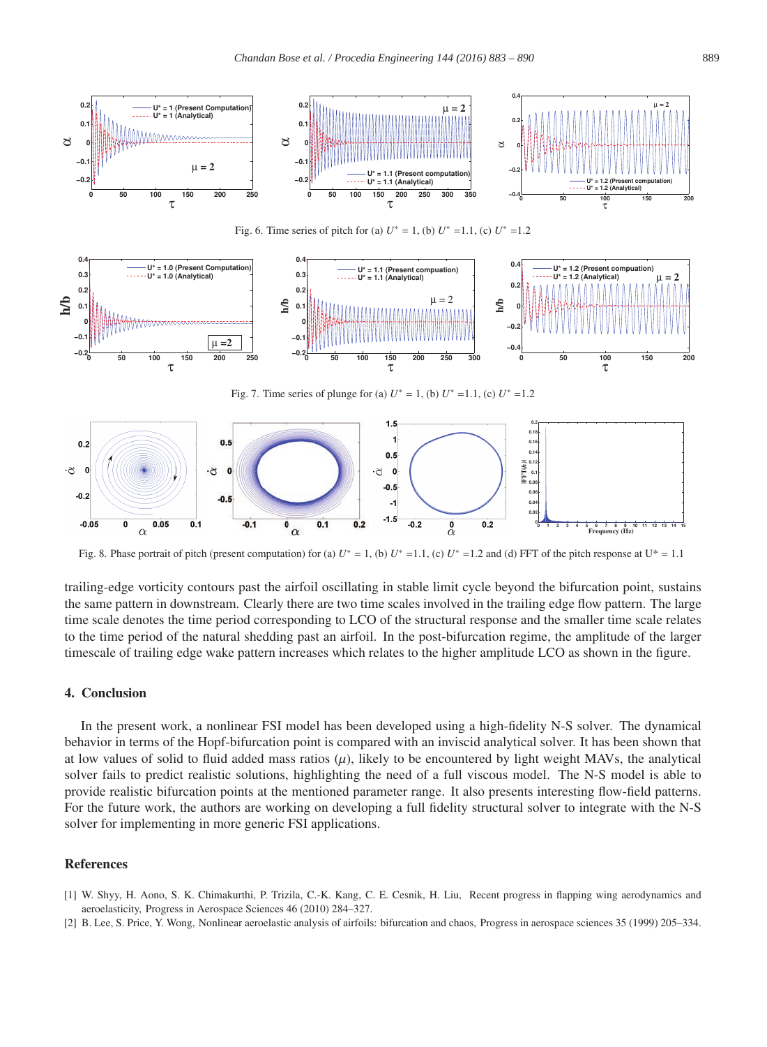Fig. 6. Time series of pitch for (a) $U^* = 1$, (b) $U^*$ =1.1, (c) $U^*$ =1.2

Fig. 7. Time series of plunge for (a) $U^* = 1$, (b) $U^*$ =1.1, (c) $U^*$ =1.2

Fig. 8. Phase portrait of pitch (present computation) for (a) $U^* = 1$, (b) $U^*$ =1.1, (c) $U^*$ =1.2 and (d) FFT of the pitch response at U* = 1.1

trailing-edge vorticity contours past the airfoil oscillating in stable limit cycle beyond the bifurcation point, sustains the same pattern in downstream. Clearly there are two time scales involved in the trailing edge flow pattern. The large time scale denotes the time period corresponding to LCO of the structural response and the smaller time scale relates to the time period of the natural shedding past an airfoil. In the post-bifurcation regime, the amplitude of the larger timescale of trailing edge wake pattern increases which relates to the higher amplitude LCO as shown in the figure.

## 4. Conclusion

In the present work, a nonlinear FSI model has been developed using a high-fidelity N-S solver. The dynamical behavior in terms of the Hopf-bifurcation point is compared with an inviscid analytical solver. It has been shown that at low values of solid to fluid added mass ratios ($\mu$), likely to be encountered by light weight MAVs, the analytical solver fails to predict realistic solutions, highlighting the need of a full viscous model. The N-S model is able to provide realistic bifurcation points at the mentioned parameter range. It also presents interesting flow-field patterns. For the future work, the authors are working on developing a full fidelity structural solver to integrate with the N-S solver for implementing in more generic FSI applications.

## References

[1] W. Shyy, H. Aono, S. K. Chimakurthi, P. Trizila, C.-K. Kang, C. E. Cesnik, H. Liu, Recent progress in flapping wing aerodynamics and aeroelasticity, Progress in Aerospace Sciences 46 (2010) 284–327.

[2] B. Lee, S. Price, Y. Wong, Nonlinear aeroelastic analysis of airfoils: bifurcation and chaos, Progress in aerospace sciences 35 (1999) 205–334.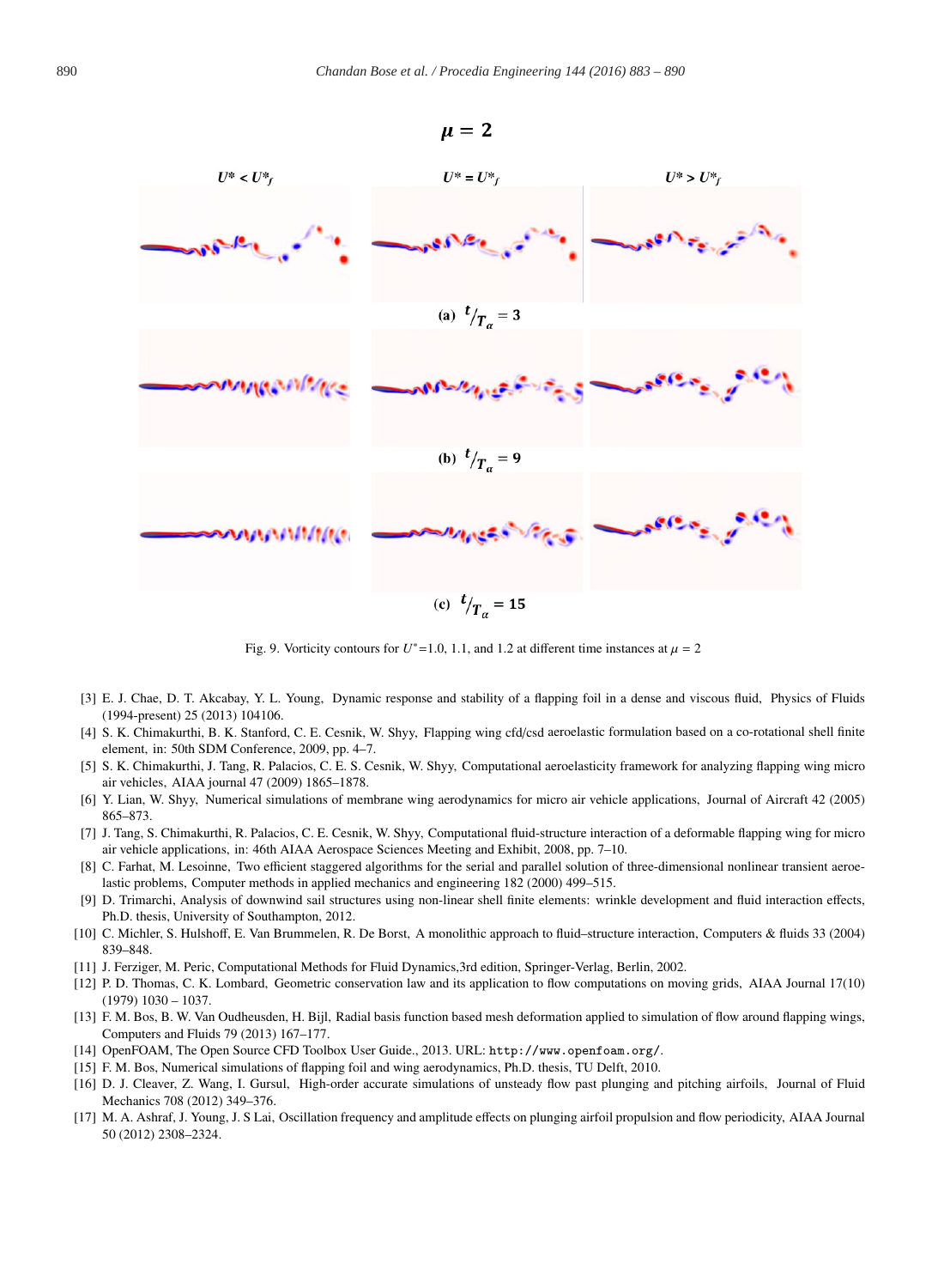$\mu = 2$

$U^* < U^*_f$

$U^* = U^*_f$

$U^* > U^*_f$

(a) $t/T_\alpha = 3$

(b) $t/T_\alpha = 9$

(c) $t/T_\alpha = 15$

Fig. 9. Vorticity contours for $U^*$=1.0, 1.1, and 1.2 at different time instances at $\mu = 2$

[3] E. J. Chae, D. T. Akcabay, Y. L. Young, Dynamic response and stability of a flapping foil in a dense and viscous fluid, Physics of Fluids (1994-present) 25 (2013) 104106.

[4] S. K. Chimakurthi, B. K. Stanford, C. E. Cesnik, W. Shyy, Flapping wing cfd/csd aeroelastic formulation based on a co-rotational shell finite element, in: 50th SDM Conference, 2009, pp. 4–7.

[5] S. K. Chimakurthi, J. Tang, R. Palacios, C. E. S. Cesnik, W. Shyy, Computational aeroelasticity framework for analyzing flapping wing micro air vehicles, AIAA journal 47 (2009) 1865–1878.

[6] Y. Lian, W. Shyy, Numerical simulations of membrane wing aerodynamics for micro air vehicle applications, Journal of Aircraft 42 (2005) 865–873.

[7] J. Tang, S. Chimakurthi, R. Palacios, C. E. Cesnik, W. Shyy, Computational fluid-structure interaction of a deformable flapping wing for micro air vehicle applications, in: 46th AIAA Aerospace Sciences Meeting and Exhibit, 2008, pp. 7–10.

[8] C. Farhat, M. Lesoinne, Two efficient staggered algorithms for the serial and parallel solution of three-dimensional nonlinear transient aeroelastic problems, Computer methods in applied mechanics and engineering 182 (2000) 499–515.

[9] D. Trimarchi, Analysis of downwind sail structures using non-linear shell finite elements: wrinkle development and fluid interaction effects, Ph.D. thesis, University of Southampton, 2012.

[10] C. Michler, S. Hulshoff, E. Van Brummelen, R. De Borst, A monolithic approach to fluid–structure interaction, Computers & fluids 33 (2004) 839–848.

[11] J. Ferziger, M. Peric, Computational Methods for Fluid Dynamics,3rd edition, Springer-Verlag, Berlin, 2002.

[12] P. D. Thomas, C. K. Lombard, Geometric conservation law and its application to flow computations on moving grids, AIAA Journal 17(10) (1979) 1030 – 1037.

[13] F. M. Bos, B. W. Van Oudheusden, H. Bijl, Radial basis function based mesh deformation applied to simulation of flow around flapping wings, Computers and Fluids 79 (2013) 167–177.

[14] OpenFOAM, The Open Source CFD Toolbox User Guide., 2013. URL: http://www.openfoam.org/.

[15] F. M. Bos, Numerical simulations of flapping foil and wing aerodynamics, Ph.D. thesis, TU Delft, 2010.

[16] D. J. Cleaver, Z. Wang, I. Gursul, High-order accurate simulations of unsteady flow past plunging and pitching airfoils, Journal of Fluid Mechanics 708 (2012) 349–376.

[17] M. A. Ashraf, J. Young, J. S Lai, Oscillation frequency and amplitude effects on plunging airfoil propulsion and flow periodicity, AIAA Journal 50 (2012) 2308–2324.